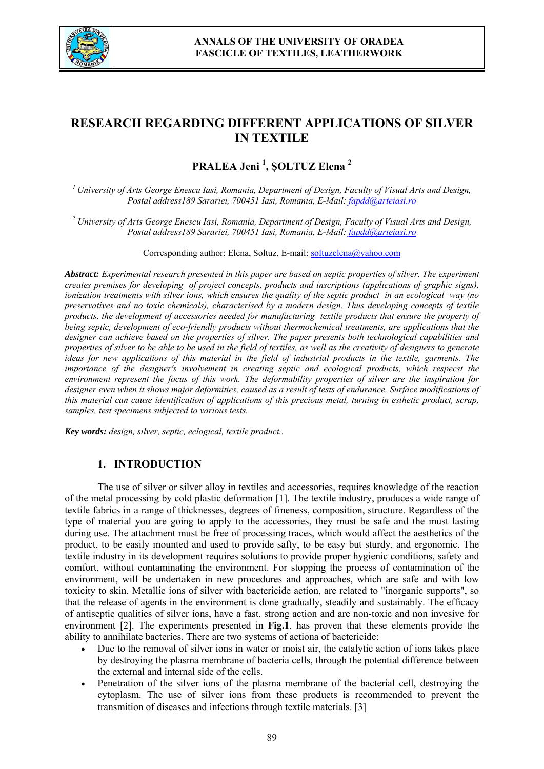# RESEARCH REGARDING DIFFERENT APPLICATIONS OF SILVER IN TEXTILE

**PRALEA Jeni [1], ȘOLTUZ Elena [2]**

[1] *University of Arts George Enescu Iasi, Romania, Department of Design, Faculty of Visual Arts and Design, Postal address189 Sarariei, 700451 Iasi, Romania, E-Mail: fapdd@arteiasi.ro*

[2] *University of Arts George Enescu Iasi, Romania, Department of Design, Faculty of Visual Arts and Design, Postal address189 Sarariei, 700451 Iasi, Romania, E-Mail: fapdd@arteiasi.ro*

Corresponding author: Elena, Soltuz, E-mail: soltuzelena@yahoo.com

***Abstract:*** *Experimental research presented in this paper are based on septic properties of silver. The experiment creates premises for developing of project concepts, products and inscriptions (applications of graphic signs), ionization treatments with silver ions, which ensures the quality of the septic product in an ecological way (no preservatives and no toxic chemicals), characterised by a modern design. Thus developing concepts of textile products, the development of accessories needed for manufacturing textile products that ensure the property of being septic, development of eco-friendly products without thermochemical treatments, are applications that the designer can achieve based on the properties of silver. The paper presents both technological capabilities and properties of silver to be able to be used in the field of textiles, as well as the creativity of designers to generate ideas for new applications of this material in the field of industrial products in the textile, garments. The importance of the designer's involvement in creating septic and ecological products, which respecst the environment represent the focus of this work. The deformability properties of silver are the inspiration for designer even when it shows major deformities, caused as a result of tests of endurance. Surface modifications of this material can cause identification of applications of this precious metal, turning in esthetic product, scrap, samples, test specimens subjected to various tests.*

***Key words:*** *design, silver, septic, eclogical, textile product..*

## 1. INTRODUCTION

The use of silver or silver alloy in textiles and accessories, requires knowledge of the reaction of the metal processing by cold plastic deformation [1]. The textile industry, produces a wide range of textile fabrics in a range of thicknesses, degrees of fineness, composition, structure. Regardless of the type of material you are going to apply to the accessories, they must be safe and the must lasting during use. The attachment must be free of processing traces, which would affect the aesthetics of the product, to be easily mounted and used to provide safty, to be easy but sturdy, and ergonomic. The textile industry in its development requires solutions to provide proper hygienic conditions, safety and comfort, without contaminating the environment. For stopping the process of contamination of the environment, will be undertaken in new procedures and approaches, which are safe and with low toxicity to skin. Metallic ions of silver with bactericide action, are related to "inorganic supports", so that the release of agents in the environment is done gradually, steadily and sustainably. The efficacy of antiseptic qualities of silver ions, have a fast, strong action and are non-toxic and non invesive for environment [2]. The experiments presented in **Fig.1**, has proven that these elements provide the ability to annihilate bacteries. There are two systems of actiona of bactericide:

- Due to the removal of silver ions in water or moist air, the catalytic action of ions takes place by destroying the plasma membrane of bacteria cells, through the potential difference between the external and internal side of the cells.
- Penetration of the silver ions of the plasma membrane of the bacterial cell, destroying the cytoplasm. The use of silver ions from these products is recommended to prevent the transmition of diseases and infections through textile materials. [3]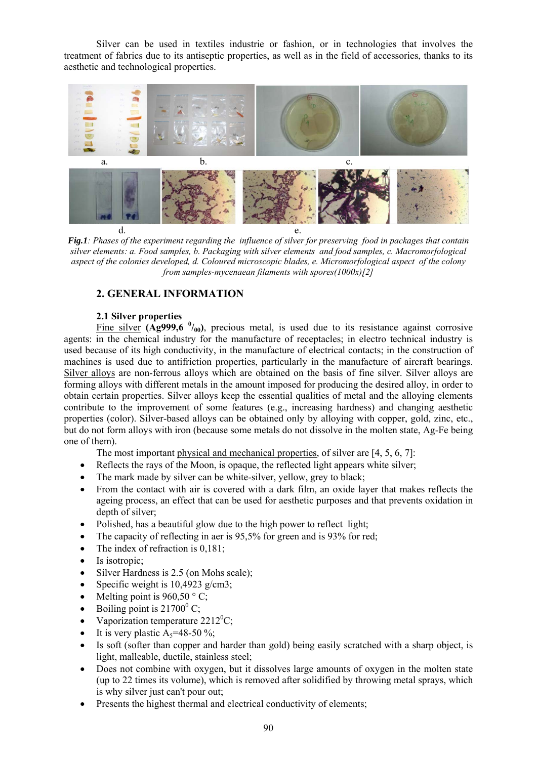Silver can be used in textiles industrie or fashion, or in technologies that involves the treatment of fabrics due to its antiseptic properties, as well as in the field of accessories, thanks to its aesthetic and technological properties.

a. b. c.

d. e.

***Fig.1**: Phases of the experiment regarding the influence of silver for preserving food in packages that contain silver elements: a. Food samples, b. Packaging with silver elements and food samples, c. Macromorfological aspect of the colonies developed, d. Coloured microscopic blades, e. Micromorfological aspect of the colony from samples-mycenaean filaments with spores(1000x)[2]*

## 2. GENERAL INFORMATION

### 2.1 Silver properties

Fine silver **(Ag999,6 $^0/_{00}$)**, precious metal, is used due to its resistance against corrosive agents: in the chemical industry for the manufacture of receptacles; in electro technical industry is used because of its high conductivity, in the manufacture of electrical contacts; in the construction of machines is used due to antifriction properties, particularly in the manufacture of aircraft bearings. Silver alloys are non-ferrous alloys which are obtained on the basis of fine silver. Silver alloys are forming alloys with different metals in the amount imposed for producing the desired alloy, in order to obtain certain properties. Silver alloys keep the essential qualities of metal and the alloying elements contribute to the improvement of some features (e.g., increasing hardness) and changing aesthetic properties (color). Silver-based alloys can be obtained only by alloying with copper, gold, zinc, etc., but do not form alloys with iron (because some metals do not dissolve in the molten state, Ag-Fe being one of them).

The most important physical and mechanical properties, of silver are [4, 5, 6, 7]:

- Reflects the rays of the Moon, is opaque, the reflected light appears white silver;
- The mark made by silver can be white-silver, yellow, grey to black;
- From the contact with air is covered with a dark film, an oxide layer that makes reflects the ageing process, an effect that can be used for aesthetic purposes and that prevents oxidation in depth of silver;
- Polished, has a beautiful glow due to the high power to reflect light;
- The capacity of reflecting in aer is 95,5% for green and is 93% for red;
- The index of refraction is 0,181;
- Is isotropic;
- Silver Hardness is 2.5 (on Mohs scale);
- Specific weight is 10,4923 g/cm3;
- Melting point is 960,50 ° C;
- Boiling point is 21700$^0$ C;
- Vaporization temperature 2212$^0$C;
- It is very plastic $A_5$=48-50 %;
- Is soft (softer than copper and harder than gold) being easily scratched with a sharp object, is light, malleable, ductile, stainless steel;
- Does not combine with oxygen, but it dissolves large amounts of oxygen in the molten state (up to 22 times its volume), which is removed after solidified by throwing metal sprays, which is why silver just can't pour out;
- Presents the highest thermal and electrical conductivity of elements;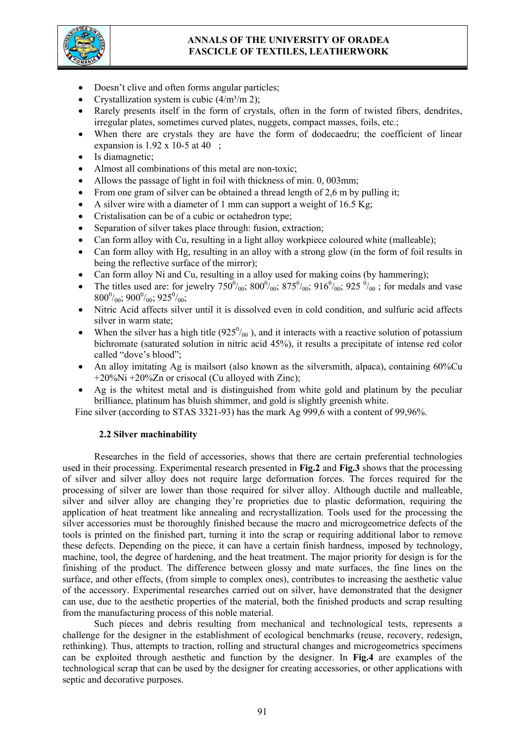- Doesn't clive and often forms angular particles;
- Crystallization system is cubic (4/m³/m 2);
- Rarely presents itself in the form of crystals, often in the form of twisted fibers, dendrites, irregular plates, sometimes curved plates, nuggets, compact masses, foils, etc.;
- When there are crystals they are have the form of dodecaedru; the coefficient of linear expansion is 1.92 x 10-5 at 40 ;
- Is diamagnetic;
- Almost all combinations of this metal are non-toxic;
- Allows the passage of light in foil with thickness of min. 0, 003mm;
- From one gram of silver can be obtained a thread length of 2,6 m by pulling it;
- A silver wire with a diameter of 1 mm can support a weight of 16.5 Kg;
- Cristalisation can be of a cubic or octahedron type;
- Separation of silver takes place through: fusion, extraction;
- Can form alloy with Cu, resulting in a light alloy workpiece coloured white (malleable);
- Can form alloy with Hg, resulting in an alloy with a strong glow (in the form of foil results in being the reflective surface of the mirror);
- Can form alloy Ni and Cu, resulting in a alloy used for making coins (by hammering);
- The titles used are: for jewelry $750^0/_{00}$; $800^0/_{00}$; $875^0/_{00}$; $916^0/_{00}$; $925\ ^0/_{00}$ ; for medals and vase $800^0/_{00}$; $900^0/_{00}$; $925^0/_{00}$;
- Nitric Acid affects silver until it is dissolved even in cold condition, and sulfuric acid affects silver in warm state;
- When the silver has a high title ($925^0/_{00}$ ), and it interacts with a reactive solution of potassium bichromate (saturated solution in nitric acid 45%), it results a precipitate of intense red color called "dove's blood";
- An alloy imitating Ag is mailsort (also known as the silversmith, alpaca), containing 60%Cu +20%Ni +20%Zn or crisocal (Cu alloyed with Zinc);
- Ag is the whitest metal and is distinguished from white gold and platinum by the peculiar brilliance, platinum has bluish shimmer, and gold is slightly greenish white.

Fine silver (according to STAS 3321-93) has the mark Ag 999,6 with a content of 99,96%.

### 2.2 Silver machinability

Researches in the field of accessories, shows that there are certain preferential technologies used in their processing. Experimental research presented in **Fig.2** and **Fig.3** shows that the processing of silver and silver alloy does not require large deformation forces. The forces required for the processing of silver are lower than those required for silver alloy. Although ductile and malleable, silver and silver alloy are changing they're proprieties due to plastic deformation, requiring the application of heat treatment like annealing and recrystallization. Tools used for the processing the silver accessories must be thoroughly finished because the macro and microgeometrice defects of the tools is printed on the finished part, turning it into the scrap or requiring additional labor to remove these defects. Depending on the piece, it can have a certain finish hardness, imposed by technology, machine, tool, the degree of hardening, and the heat treatment. The major priority for design is for the finishing of the product. The difference between glossy and mate surfaces, the fine lines on the surface, and other effects, (from simple to complex ones), contributes to increasing the aesthetic value of the accessory. Experimental researches carried out on silver, have demonstrated that the designer can use, due to the aesthetic properties of the material, both the finished products and scrap resulting from the manufacturing process of this noble material.

Such pieces and debris resulting from mechanical and technological tests, represents a challenge for the designer in the establishment of ecological benchmarks (reuse, recovery, redesign, rethinking). Thus, attempts to traction, rolling and structural changes and microgeometrics specimens can be exploited through aesthetic and function by the designer. In **Fig.4** are examples of the technological scrap that can be used by the designer for creating accessories, or other applications with septic and decorative purposes.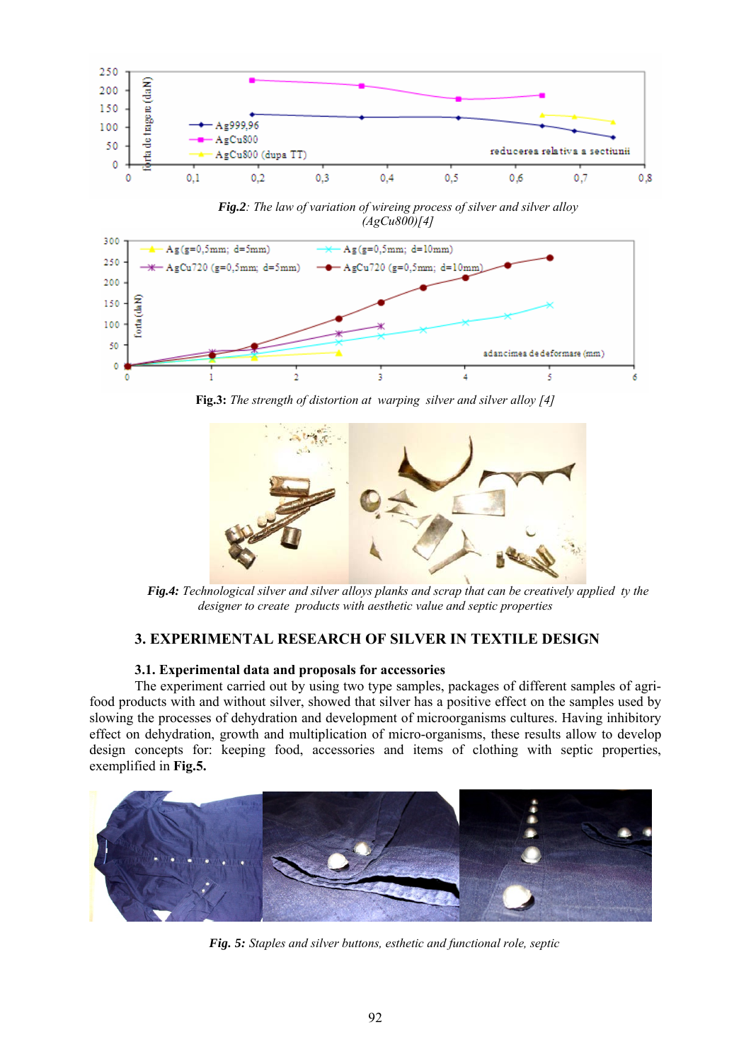**Fig.2**: *The law of variation of wireing process of silver and silver alloy (AgCu800)[4]*

**Fig.3:** *The strength of distortion at warping silver and silver alloy [4]*

***Fig.4:*** *Technological silver and silver alloys planks and scrap that can be creatively applied ty the designer to create products with aesthetic value and septic properties*

## 3. EXPERIMENTAL RESEARCH OF SILVER IN TEXTILE DESIGN

### 3.1. Experimental data and proposals for accessories

The experiment carried out by using two type samples, packages of different samples of agri-food products with and without silver, showed that silver has a positive effect on the samples used by slowing the processes of dehydration and development of microorganisms cultures. Having inhibitory effect on dehydration, growth and multiplication of micro-organisms, these results allow to develop design concepts for: keeping food, accessories and items of clothing with septic properties, exemplified in **Fig.5.**

***Fig. 5:*** *Staples and silver buttons, esthetic and functional role, septic*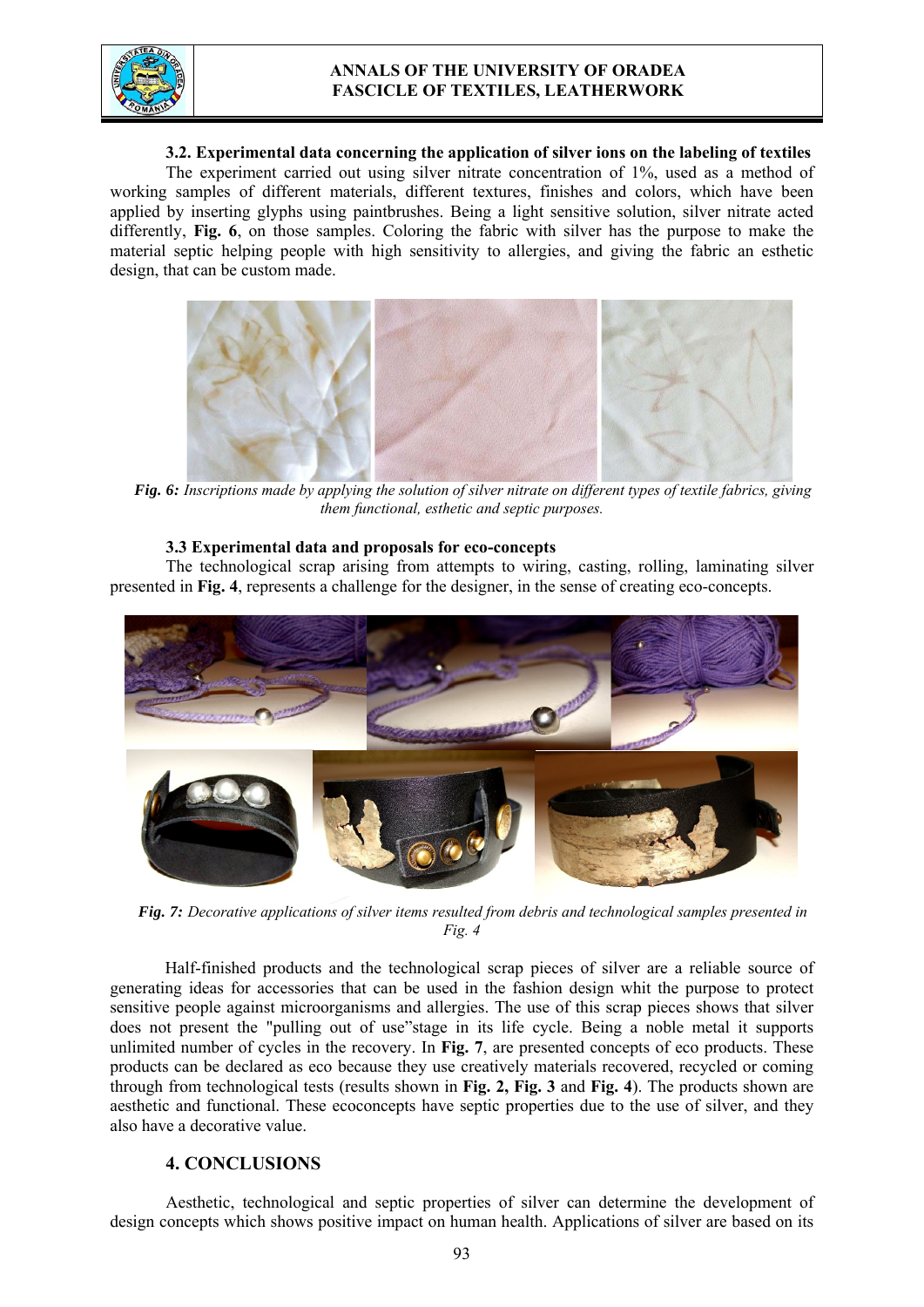### 3.2. Experimental data concerning the application of silver ions on the labeling of textiles

The experiment carried out using silver nitrate concentration of 1%, used as a method of working samples of different materials, different textures, finishes and colors, which have been applied by inserting glyphs using paintbrushes. Being a light sensitive solution, silver nitrate acted differently, **Fig. 6**, on those samples. Coloring the fabric with silver has the purpose to make the material septic helping people with high sensitivity to allergies, and giving the fabric an esthetic design, that can be custom made.

***Fig. 6:*** *Inscriptions made by applying the solution of silver nitrate on different types of textile fabrics, giving them functional, esthetic and septic purposes.*

### 3.3 Experimental data and proposals for eco-concepts

The technological scrap arising from attempts to wiring, casting, rolling, laminating silver presented in **Fig. 4**, represents a challenge for the designer, in the sense of creating eco-concepts.

***Fig. 7:*** *Decorative applications of silver items resulted from debris and technological samples presented in Fig. 4*

Half-finished products and the technological scrap pieces of silver are a reliable source of generating ideas for accessories that can be used in the fashion design whit the purpose to protect sensitive people against microorganisms and allergies. The use of this scrap pieces shows that silver does not present the "pulling out of use"stage in its life cycle. Being a noble metal it supports unlimited number of cycles in the recovery. In **Fig. 7**, are presented concepts of eco products. These products can be declared as eco because they use creatively materials recovered, recycled or coming through from technological tests (results shown in **Fig. 2, Fig. 3** and **Fig. 4**). The products shown are aesthetic and functional. These ecoconcepts have septic properties due to the use of silver, and they also have a decorative value.

## 4. CONCLUSIONS

Aesthetic, technological and septic properties of silver can determine the development of design concepts which shows positive impact on human health. Applications of silver are based on its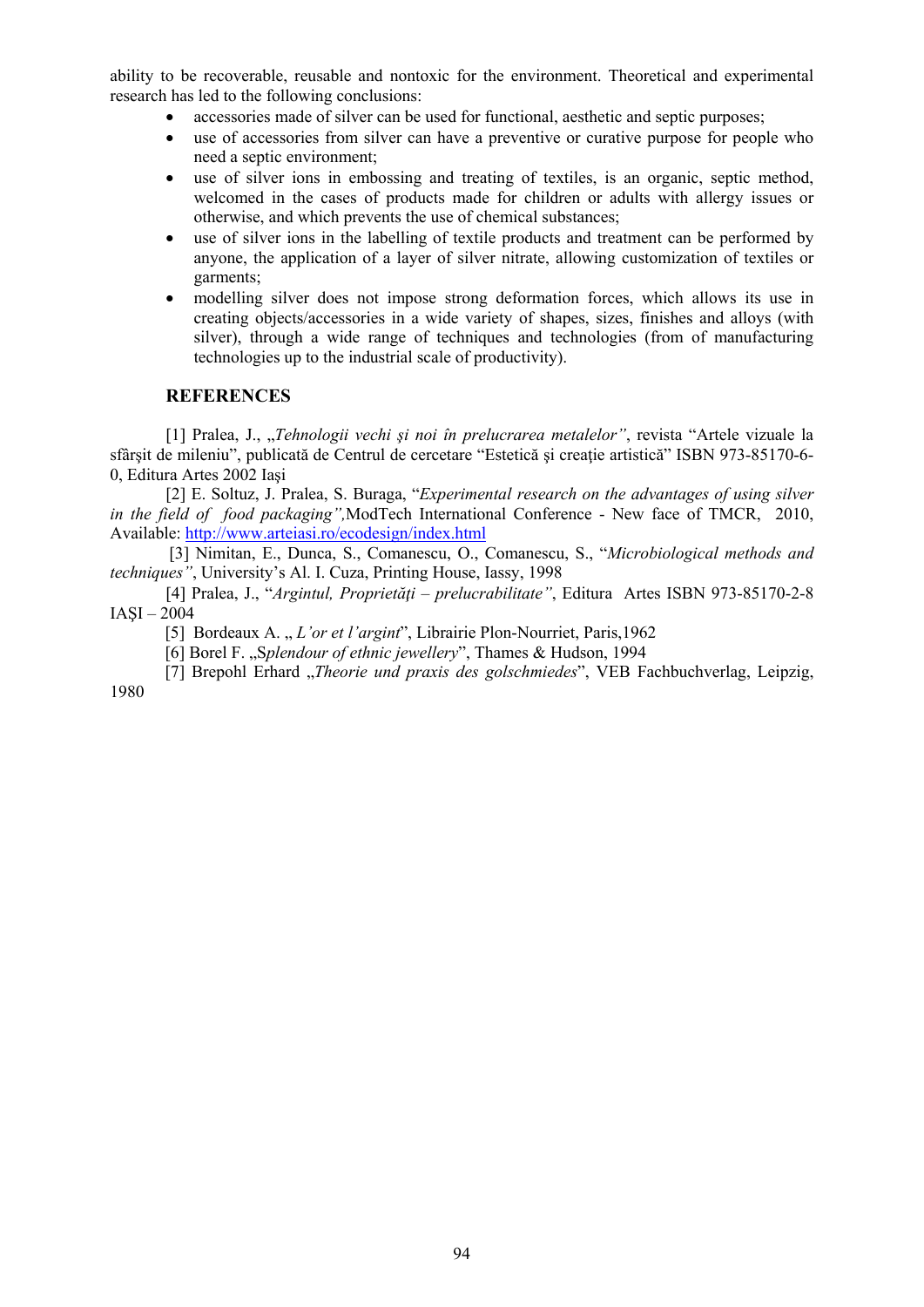ability to be recoverable, reusable and nontoxic for the environment. Theoretical and experimental research has led to the following conclusions:

- accessories made of silver can be used for functional, aesthetic and septic purposes;
- use of accessories from silver can have a preventive or curative purpose for people who need a septic environment;
- use of silver ions in embossing and treating of textiles, is an organic, septic method, welcomed in the cases of products made for children or adults with allergy issues or otherwise, and which prevents the use of chemical substances;
- use of silver ions in the labelling of textile products and treatment can be performed by anyone, the application of a layer of silver nitrate, allowing customization of textiles or garments;
- modelling silver does not impose strong deformation forces, which allows its use in creating objects/accessories in a wide variety of shapes, sizes, finishes and alloys (with silver), through a wide range of techniques and technologies (from of manufacturing technologies up to the industrial scale of productivity).

## REFERENCES

[1] Pralea, J., „*Tehnologii vechi şi noi în prelucrarea metalelor”*, revista “Artele vizuale la sfârşit de mileniu”, publicată de Centrul de cercetare “Estetică şi creaţie artistică” ISBN 973-85170-6-0, Editura Artes 2002 Iaşi

[2] E. Soltuz, J. Pralea, S. Buraga, “*Experimental research on the advantages of using silver in the field of food packaging”,*ModTech International Conference - New face of TMCR, 2010, Available: http://www.arteiasi.ro/ecodesign/index.html

[3] Nimitan, E., Dunca, S., Comanescu, O., Comanescu, S., “*Microbiological methods and techniques”*, University's Al. I. Cuza, Printing House, Iassy, 1998

[4] Pralea, J., “*Argintul, Proprietăţi – prelucrabilitate”*, Editura Artes ISBN 973-85170-2-8 IAŞI – 2004

[5] Bordeaux A. „ *L'or et l'argint*”, Librairie Plon-Nourriet, Paris,1962

[6] Borel F. „S*plendour of ethnic jewellery*”, Thames & Hudson, 1994

[7] Brepohl Erhard „*Theorie und praxis des golschmiedes*”, VEB Fachbuchverlag, Leipzig, 1980